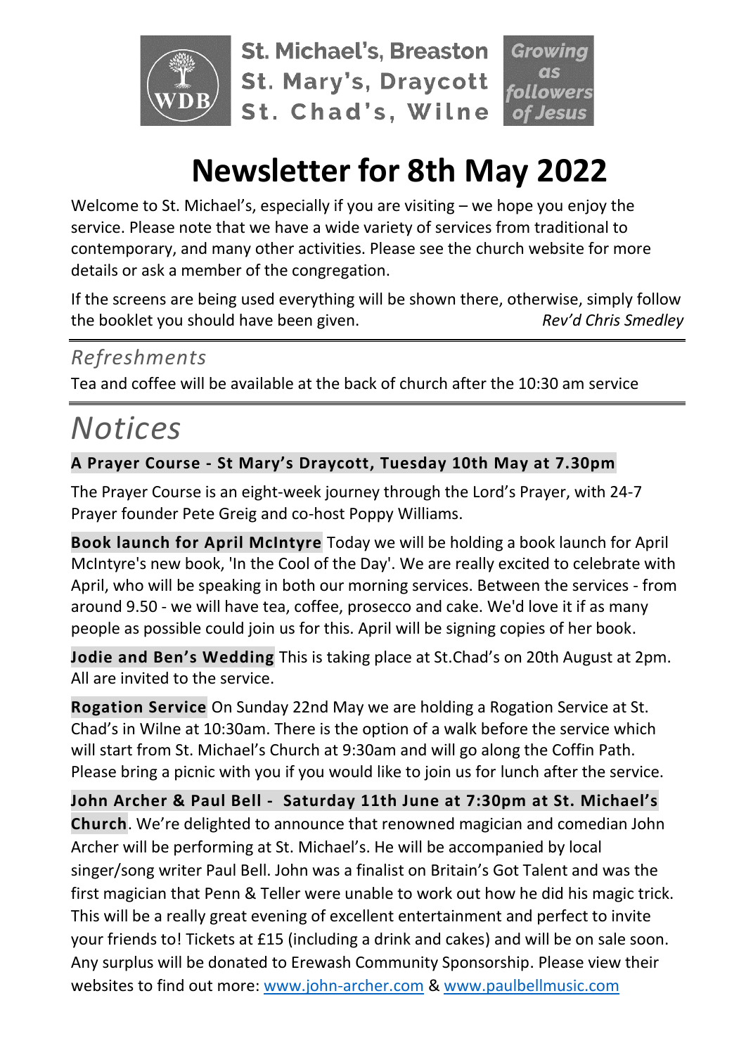St. Michael's, Breaston
St. Mary's, Draycott
St. Chad's, Wilne

Growing as followers of Jesus

# Newsletter for 8th May 2022

Welcome to St. Michael's, especially if you are visiting – we hope you enjoy the service. Please note that we have a wide variety of services from traditional to contemporary, and many other activities. Please see the church website for more details or ask a member of the congregation.

If the screens are being used everything will be shown there, otherwise, simply follow the booklet you should have been given. *Rev'd Chris Smedley*

## *Refreshments*

Tea and coffee will be available at the back of church after the 10:30 am service

# *Notices*

**A Prayer Course - St Mary's Draycott, Tuesday 10th May at 7.30pm**

The Prayer Course is an eight-week journey through the Lord's Prayer, with 24-7 Prayer founder Pete Greig and co-host Poppy Williams.

**Book launch for April McIntyre** Today we will be holding a book launch for April McIntyre's new book, 'In the Cool of the Day'. We are really excited to celebrate with April, who will be speaking in both our morning services. Between the services - from around 9.50 - we will have tea, coffee, prosecco and cake. We'd love it if as many people as possible could join us for this. April will be signing copies of her book.

**Jodie and Ben's Wedding** This is taking place at St.Chad's on 20th August at 2pm. All are invited to the service.

**Rogation Service** On Sunday 22nd May we are holding a Rogation Service at St. Chad's in Wilne at 10:30am. There is the option of a walk before the service which will start from St. Michael's Church at 9:30am and will go along the Coffin Path. Please bring a picnic with you if you would like to join us for lunch after the service.

**John Archer & Paul Bell - Saturday 11th June at 7:30pm at St. Michael's Church**. We're delighted to announce that renowned magician and comedian John Archer will be performing at St. Michael's. He will be accompanied by local singer/song writer Paul Bell. John was a finalist on Britain's Got Talent and was the first magician that Penn & Teller were unable to work out how he did his magic trick. This will be a really great evening of excellent entertainment and perfect to invite your friends to! Tickets at £15 (including a drink and cakes) and will be on sale soon. Any surplus will be donated to Erewash Community Sponsorship. Please view their websites to find out more: www.john-archer.com & www.paulbellmusic.com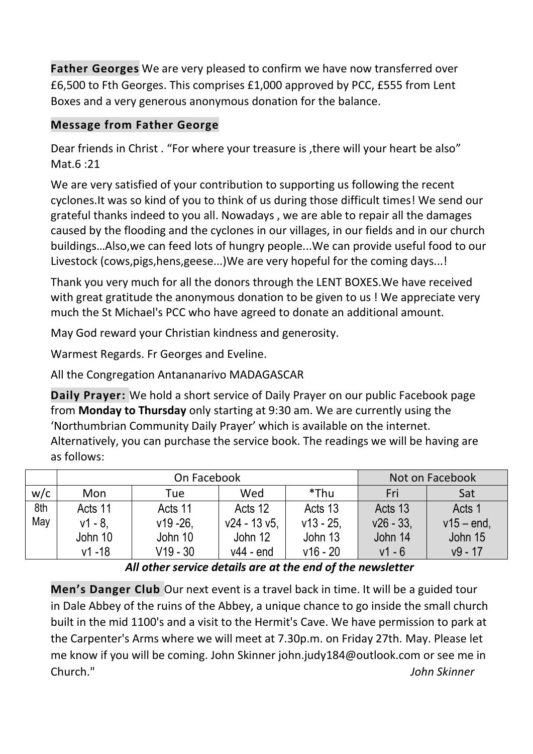**Father Georges** We are very pleased to confirm we have now transferred over £6,500 to Fth Georges. This comprises £1,000 approved by PCC, £555 from Lent Boxes and a very generous anonymous donation for the balance.

**Message from Father George**

Dear friends in Christ . “For where your treasure is ,there will your heart be also” Mat.6 :21

We are very satisfied of your contribution to supporting us following the recent cyclones.It was so kind of you to think of us during those difficult times! We send our grateful thanks indeed to you all. Nowadays , we are able to repair all the damages caused by the flooding and the cyclones in our villages, in our fields and in our church buildings…Also,we can feed lots of hungry people...We can provide useful food to our Livestock (cows,pigs,hens,geese...)We are very hopeful for the coming days...!

Thank you very much for all the donors through the LENT BOXES.We have received with great gratitude the anonymous donation to be given to us ! We appreciate very much the St Michael's PCC who have agreed to donate an additional amount.

May God reward your Christian kindness and generosity.

Warmest Regards. Fr Georges and Eveline.

All the Congregation Antananarivo MADAGASCAR

**Daily Prayer:** We hold a short service of Daily Prayer on our public Facebook page from **Monday to Thursday** only starting at 9:30 am. We are currently using the ‘Northumbrian Community Daily Prayer’ which is available on the internet. Alternatively, you can purchase the service book. The readings we will be having are as follows:

| | On Facebook | | | | Not on Facebook | |
|---|---|---|---|---|---|---|
| w/c | Mon | Tue | Wed | *Thu | Fri | Sat |
| 8th May | Acts 11 v1 - 8, John 10 v1 -18 | Acts 11 v19 -26, John 10 V19 - 30 | Acts 12 v24 - 13 v5, John 12 v44 - end | Acts 13 v13 - 25, John 13 v16 - 20 | Acts 13 v26 - 33, John 14 v1 - 6 | Acts 1 v15 – end, John 15 v9 - 17 |

***All other service details are at the end of the newsletter***

**Men’s Danger Club** Our next event is a travel back in time. It will be a guided tour in Dale Abbey of the ruins of the Abbey, a unique chance to go inside the small church built in the mid 1100's and a visit to the Hermit's Cave. We have permission to park at the Carpenter's Arms where we will meet at 7.30p.m. on Friday 27th. May. Please let me know if you will be coming. John Skinner john.judy184@outlook.com or see me in Church."

*John Skinner*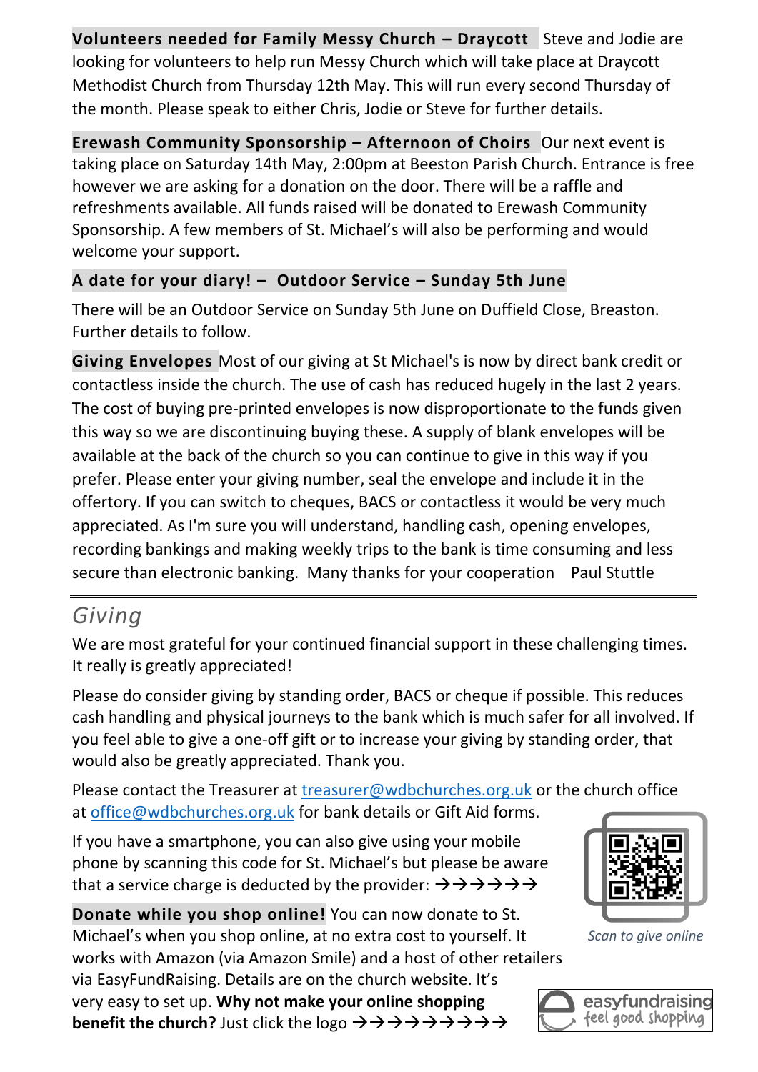**Volunteers needed for Family Messy Church – Draycott** Steve and Jodie are looking for volunteers to help run Messy Church which will take place at Draycott Methodist Church from Thursday 12th May. This will run every second Thursday of the month. Please speak to either Chris, Jodie or Steve for further details.

**Erewash Community Sponsorship – Afternoon of Choirs** Our next event is taking place on Saturday 14th May, 2:00pm at Beeston Parish Church. Entrance is free however we are asking for a donation on the door. There will be a raffle and refreshments available. All funds raised will be donated to Erewash Community Sponsorship. A few members of St. Michael's will also be performing and would welcome your support.

**A date for your diary! – Outdoor Service – Sunday 5th June**

There will be an Outdoor Service on Sunday 5th June on Duffield Close, Breaston. Further details to follow.

**Giving Envelopes** Most of our giving at St Michael's is now by direct bank credit or contactless inside the church. The use of cash has reduced hugely in the last 2 years. The cost of buying pre-printed envelopes is now disproportionate to the funds given this way so we are discontinuing buying these. A supply of blank envelopes will be available at the back of the church so you can continue to give in this way if you prefer. Please enter your giving number, seal the envelope and include it in the offertory. If you can switch to cheques, BACS or contactless it would be very much appreciated. As I'm sure you will understand, handling cash, opening envelopes, recording bankings and making weekly trips to the bank is time consuming and less secure than electronic banking. Many thanks for your cooperation Paul Stuttle

---

## *Giving*

We are most grateful for your continued financial support in these challenging times. It really is greatly appreciated!

Please do consider giving by standing order, BACS or cheque if possible. This reduces cash handling and physical journeys to the bank which is much safer for all involved. If you feel able to give a one-off gift or to increase your giving by standing order, that would also be greatly appreciated. Thank you.

Please contact the Treasurer at treasurer@wdbchurches.org.uk or the church office at office@wdbchurches.org.uk for bank details or Gift Aid forms.

If you have a smartphone, you can also give using your mobile phone by scanning this code for St. Michael's but please be aware that a service charge is deducted by the provider: →→→→→→

*Scan to give online*

**Donate while you shop online!** You can now donate to St. Michael's when you shop online, at no extra cost to yourself. It works with Amazon (via Amazon Smile) and a host of other retailers via EasyFundRaising. Details are on the church website. It's very easy to set up. **Why not make your online shopping benefit the church?** Just click the logo →→→→→→→→→

easyfundraising feel good shopping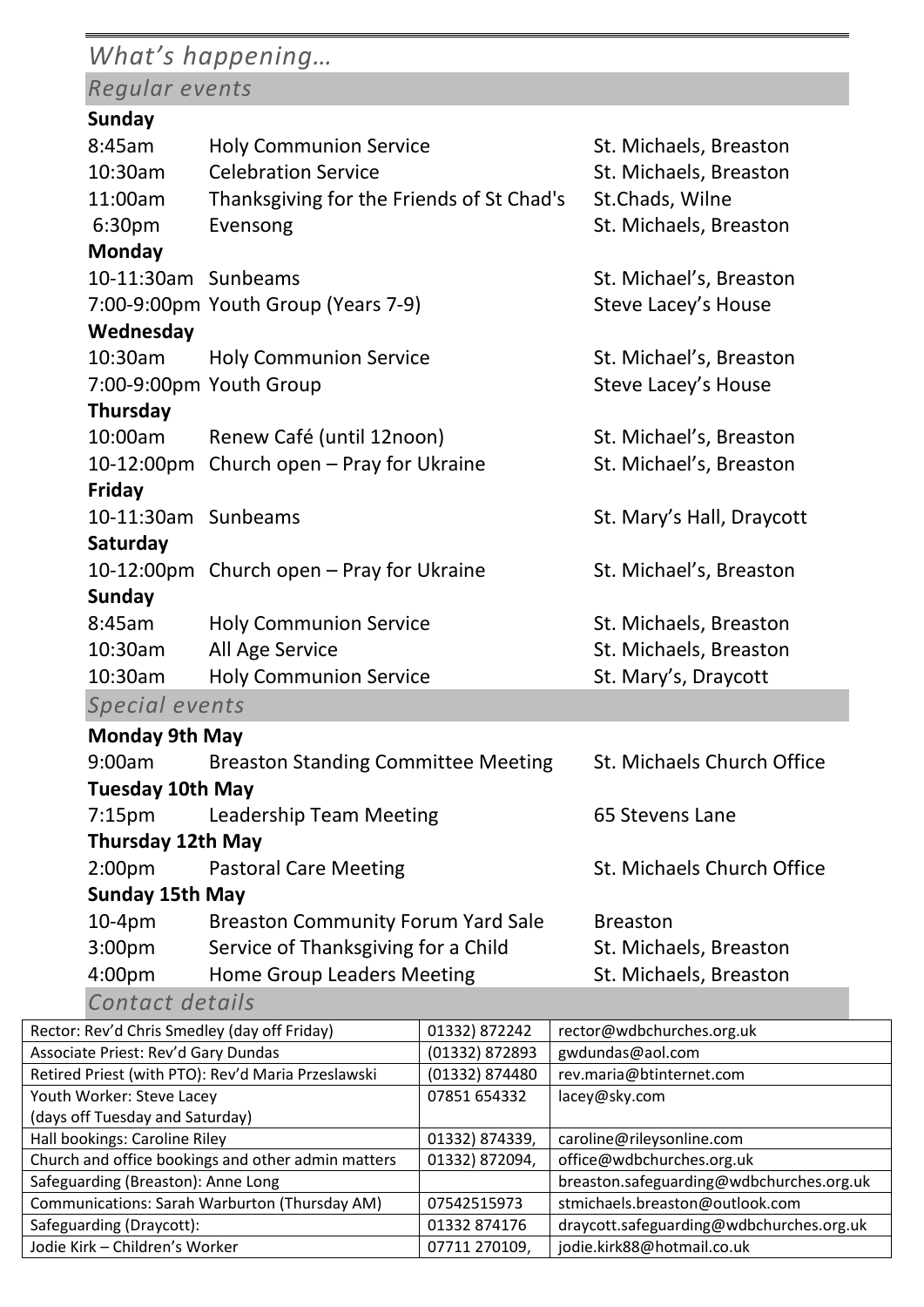# *What's happening…*

## *Regular events*

| | | |
|---|---|---|
| **Sunday** | | |
| 8:45am | Holy Communion Service | St. Michaels, Breaston |
| 10:30am | Celebration Service | St. Michaels, Breaston |
| 11:00am | Thanksgiving for the Friends of St Chad's | St.Chads, Wilne |
| 6:30pm | Evensong | St. Michaels, Breaston |
| **Monday** | | |
| 10-11:30am | Sunbeams | St. Michael's, Breaston |
| 7:00-9:00pm | Youth Group (Years 7-9) | Steve Lacey's House |
| **Wednesday** | | |
| 10:30am | Holy Communion Service | St. Michael's, Breaston |
| 7:00-9:00pm | Youth Group | Steve Lacey's House |
| **Thursday** | | |
| 10:00am | Renew Café (until 12noon) | St. Michael's, Breaston |
| 10-12:00pm | Church open – Pray for Ukraine | St. Michael's, Breaston |
| **Friday** | | |
| 10-11:30am | Sunbeams | St. Mary's Hall, Draycott |
| **Saturday** | | |
| 10-12:00pm | Church open – Pray for Ukraine | St. Michael's, Breaston |
| **Sunday** | | |
| 8:45am | Holy Communion Service | St. Michaels, Breaston |
| 10:30am | All Age Service | St. Michaels, Breaston |
| 10:30am | Holy Communion Service | St. Mary's, Draycott |

## *Special events*

| | | |
|---|---|---|
| **Monday 9th May** | | |
| 9:00am | Breaston Standing Committee Meeting | St. Michaels Church Office |
| **Tuesday 10th May** | | |
| 7:15pm | Leadership Team Meeting | 65 Stevens Lane |
| **Thursday 12th May** | | |
| 2:00pm | Pastoral Care Meeting | St. Michaels Church Office |
| **Sunday 15th May** | | |
| 10-4pm | Breaston Community Forum Yard Sale | Breaston |
| 3:00pm | Service of Thanksgiving for a Child | St. Michaels, Breaston |
| 4:00pm | Home Group Leaders Meeting | St. Michaels, Breaston |

## *Contact details*

| | | |
|---|---|---|
| Rector: Rev'd Chris Smedley (day off Friday) | 01332) 872242 | rector@wdbchurches.org.uk |
| Associate Priest: Rev'd Gary Dundas | (01332) 872893 | gwdundas@aol.com |
| Retired Priest (with PTO): Rev'd Maria Przeslawski | (01332) 874480 | rev.maria@btinternet.com |
| Youth Worker: Steve Lacey (days off Tuesday and Saturday) | 07851 654332 | lacey@sky.com |
| Hall bookings: Caroline Riley | 01332) 874339, | caroline@rileysonline.com |
| Church and office bookings and other admin matters | 01332) 872094, | office@wdbchurches.org.uk |
| Safeguarding (Breaston): Anne Long | | breaston.safeguarding@wdbchurches.org.uk |
| Communications: Sarah Warburton (Thursday AM) | 07542515973 | stmichaels.breaston@outlook.com |
| Safeguarding (Draycott): | 01332 874176 | draycott.safeguarding@wdbchurches.org.uk |
| Jodie Kirk – Children's Worker | 07711 270109, | jodie.kirk88@hotmail.co.uk |